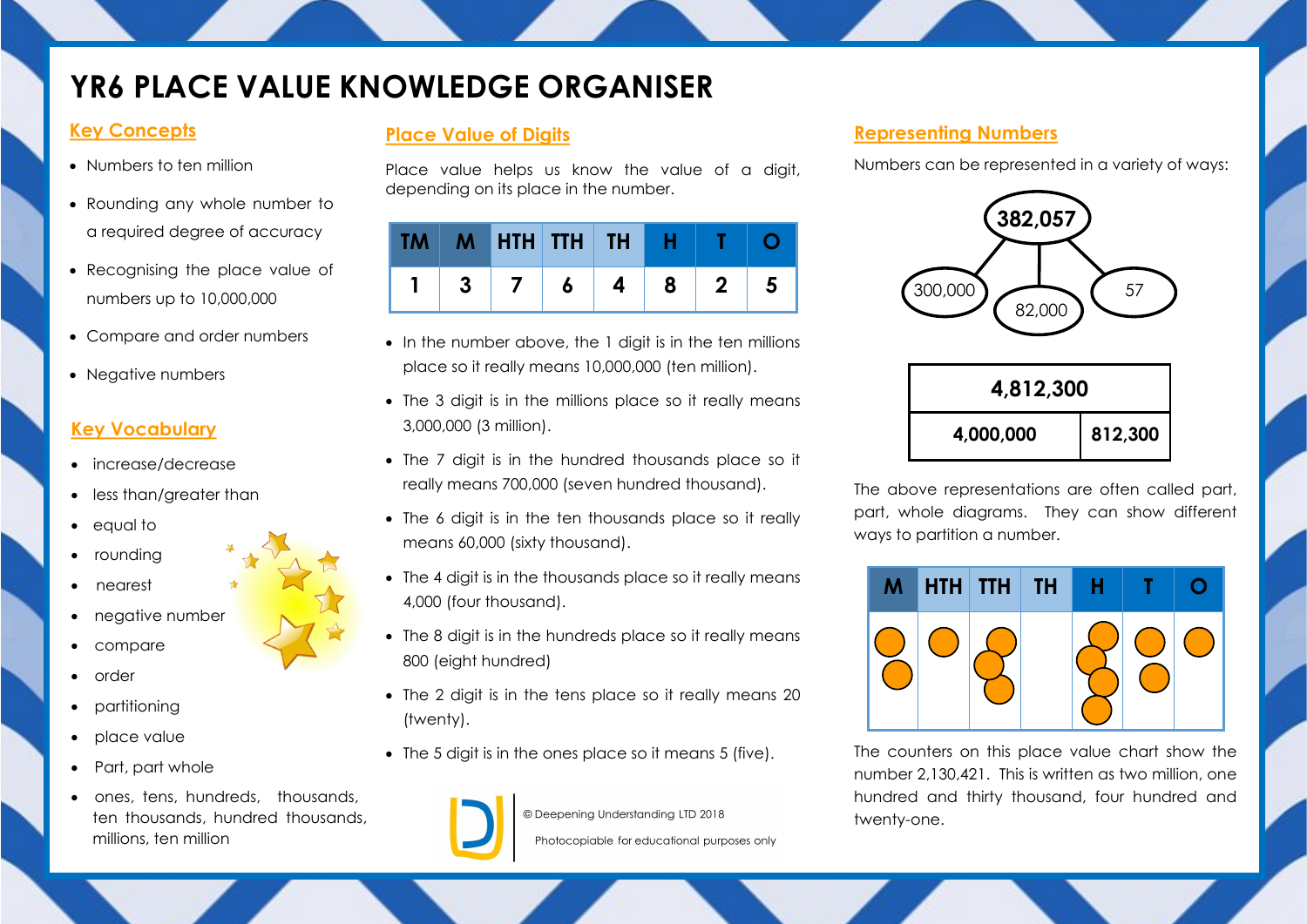# YR6 PLACE VALUE KNOWLEDGE ORGANISER

## Key Concepts

- Numbers to ten million
- Rounding any whole number to a required degree of accuracy
- Recognising the place value of numbers up to 10,000,000
- Compare and order numbers
- Negative numbers

## Key Vocabulary

- increase/decrease
- less than/greater than
- equal to
- rounding
- nearest
- negative number
- compare
- order
- partitioning
- place value
- Part, part whole
- ones, tens, hundreds, thousands, ten thousands, hundred thousands, millions, ten million

## Place Value of Digits

Place value helps us know the value of a digit, depending on its place in the number.

| TM | M | HTH | TTH | TH | H | T | O |
|---|---|---|---|---|---|---|---|
| 1 | 3 | 7 | 6 | 4 | 8 | 2 | 5 |

- In the number above, the 1 digit is in the ten millions place so it really means 10,000,000 (ten million).
- The 3 digit is in the millions place so it really means 3,000,000 (3 million).
- The 7 digit is in the hundred thousands place so it really means 700,000 (seven hundred thousand).
- The 6 digit is in the ten thousands place so it really means 60,000 (sixty thousand).
- The 4 digit is in the thousands place so it really means 4,000 (four thousand).
- The 8 digit is in the hundreds place so it really means 800 (eight hundred)
- The 2 digit is in the tens place so it really means 20 (twenty).
- The 5 digit is in the ones place so it means 5 (five).

© Deepening Understanding LTD 2018

Photocopiable for educational purposes only

## Representing Numbers

Numbers can be represented in a variety of ways:

382,057 → 300,000 | 82,000 | 57

| 4,812,300 | |
|---|---|
| 4,000,000 | 812,300 |

The above representations are often called part, part, whole diagrams. They can show different ways to partition a number.

| M | HTH | TTH | TH | H | T | O |
|---|---|---|---|---|---|---|
| ●● | ● | ●●● | | ●●●● | ●● | ● |

The counters on this place value chart show the number 2,130,421. This is written as two million, one hundred and thirty thousand, four hundred and twenty-one.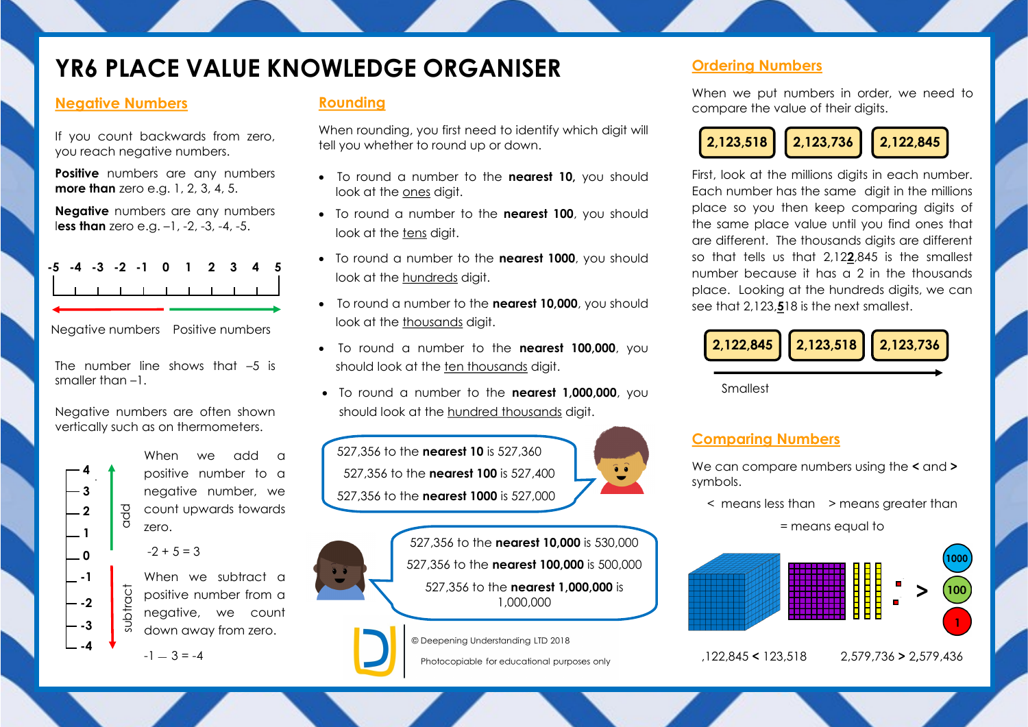# YR6 PLACE VALUE KNOWLEDGE ORGANISER

## Negative Numbers

If you count backwards from zero, you reach negative numbers.

**Positive** numbers are any numbers **more than** zero e.g. 1, 2, 3, 4, 5.

**Negative** numbers are any numbers **less than** zero e.g. –1, -2, -3, -4, -5.

-5 -4 -3 -2 -1 0 1 2 3 4 5

Negative numbers Positive numbers

The number line shows that –5 is smaller than –1.

Negative numbers are often shown vertically such as on thermometers.

4
3
2
1
0
-1
-2
-3
-4

add

subtract

When we add a positive number to a negative number, we count upwards towards zero.

-2 + 5 = 3

When we subtract a positive number from a negative, we count down away from zero.

-1 — 3 = -4

## Rounding

When rounding, you first need to identify which digit will tell you whether to round up or down.

- To round a number to the **nearest 10,** you should look at the ones digit.
- To round a number to the **nearest 100**, you should look at the tens digit.
- To round a number to the **nearest 1000**, you should look at the hundreds digit.
- To round a number to the **nearest 10,000**, you should look at the thousands digit.
- To round a number to the **nearest 100,000**, you should look at the ten thousands digit.
- To round a number to the **nearest 1,000,000**, you should look at the hundred thousands digit.

527,356 to the **nearest 10** is 527,360

527,356 to the **nearest 100** is 527,400

527,356 to the **nearest 1000** is 527,000

527,356 to the **nearest 10,000** is 530,000

527,356 to the **nearest 100,000** is 500,000

527,356 to the **nearest 1,000,000** is 1,000,000

© Deepening Understanding LTD 2018

Photocopiable for educational purposes only

## Ordering Numbers

When we put numbers in order, we need to compare the value of their digits.

**2,123,518** **2,123,736** **2,122,845**

First, look at the millions digits in each number. Each number has the same digit in the millions place so you then keep comparing digits of the same place value until you find ones that are different. The thousands digits are different so that tells us that 2,12**2**,845 is the smallest number because it has a 2 in the thousands place. Looking at the hundreds digits, we can see that 2,123,**5**18 is the next smallest.

**2,122,845** **2,123,518** **2,123,736**

Smallest

## Comparing Numbers

We can compare numbers using the **<** and **>** symbols.

< means less than > means greater than

= means equal to

\>

1000

100

1

,122,845 **<** 123,518 2,579,736 **>** 2,579,436